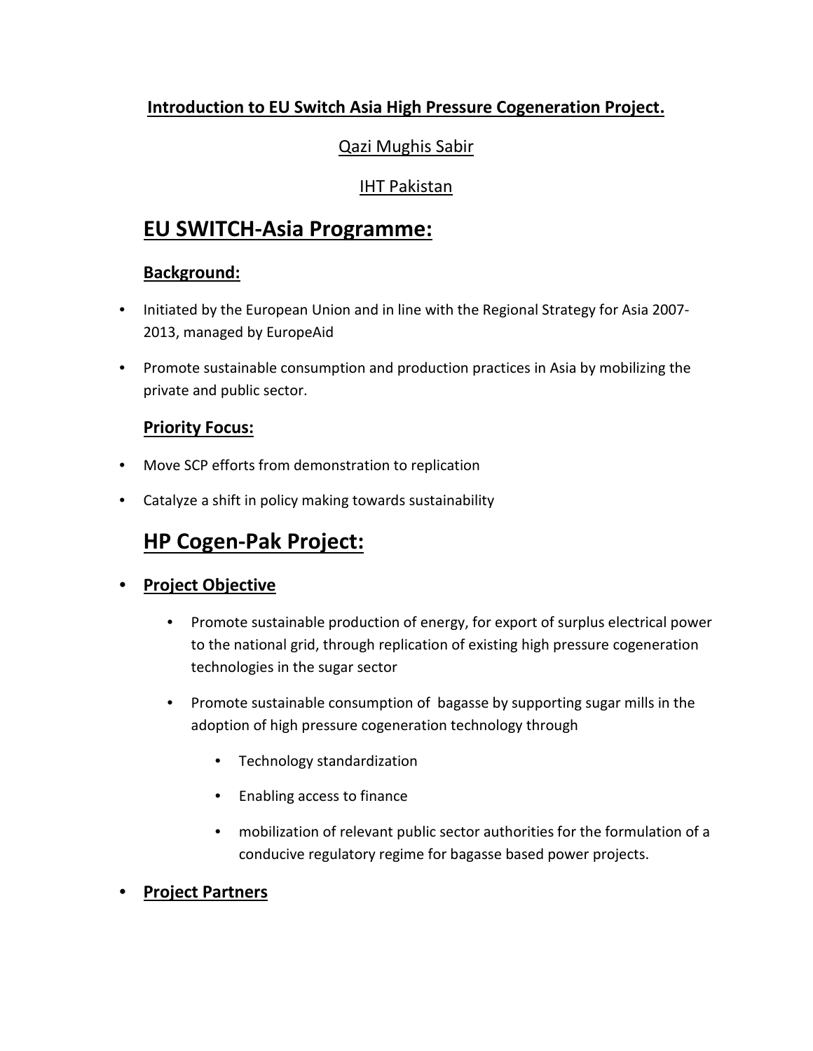**Introduction to EU Switch Asia High Pressure Cogeneration Project.**

Qazi Mughis Sabir

IHT Pakistan

# EU SWITCH-Asia Programme:

## Background:

- Initiated by the European Union and in line with the Regional Strategy for Asia 2007-2013, managed by EuropeAid
- Promote sustainable consumption and production practices in Asia by mobilizing the private and public sector.

## Priority Focus:

- Move SCP efforts from demonstration to replication
- Catalyze a shift in policy making towards sustainability

# HP Cogen-Pak Project:

- **Project Objective**
  - Promote sustainable production of energy, for export of surplus electrical power to the national grid, through replication of existing high pressure cogeneration technologies in the sugar sector
  - Promote sustainable consumption of bagasse by supporting sugar mills in the adoption of high pressure cogeneration technology through
    - Technology standardization
    - Enabling access to finance
    - mobilization of relevant public sector authorities for the formulation of a conducive regulatory regime for bagasse based power projects.
- **Project Partners**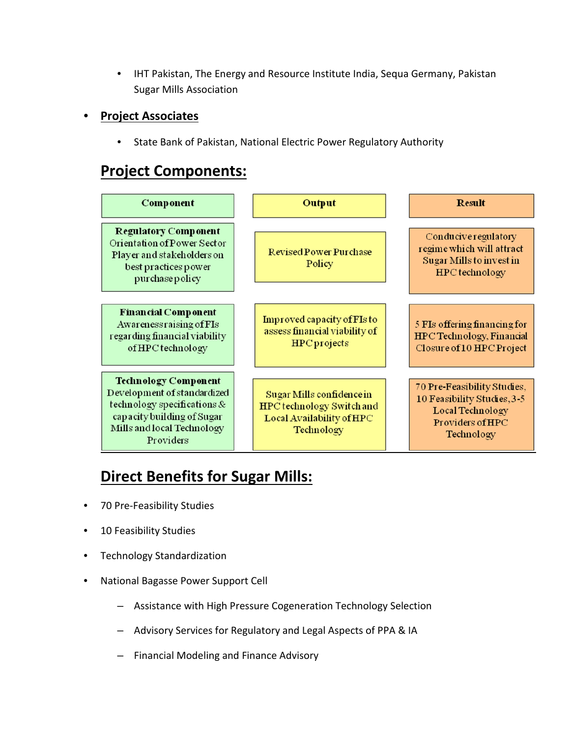- IHT Pakistan, The Energy and Resource Institute India, Sequa Germany, Pakistan Sugar Mills Association

- **Project Associates**

    - State Bank of Pakistan, National Electric Power Regulatory Authority

## Project Components:

| Component | Output | Result |
|---|---|---|
| **Regulatory Component** Orientation of Power Sector Player and stakeholders on best practices power purchase policy | Revised Power Purchase Policy | Conducive regulatory regime which will attract Sugar Mills to invest in HPC technology |
| **Financial Component** Awareness raising of FIs regarding financial viability of HPC technology | Improved capacity of FIs to assess financial viability of HPC projects | 5 FIs offering financing for HPC Technology, Financial Closure of 10 HPC Project |
| **Technology Component** Development of standardized technology specifications & capacity building of Sugar Mills and local Technology Providers | Sugar Mills confidence in HPC technology Switch and Local Availability of HPC Technology | 70 Pre-Feasibility Studies, 10 Feasibility Studies, 3-5 Local Technology Providers of HPC Technology |

## Direct Benefits for Sugar Mills:

- 70 Pre-Feasibility Studies
- 10 Feasibility Studies
- Technology Standardization
- National Bagasse Power Support Cell
    - Assistance with High Pressure Cogeneration Technology Selection
    - Advisory Services for Regulatory and Legal Aspects of PPA & IA
    - Financial Modeling and Finance Advisory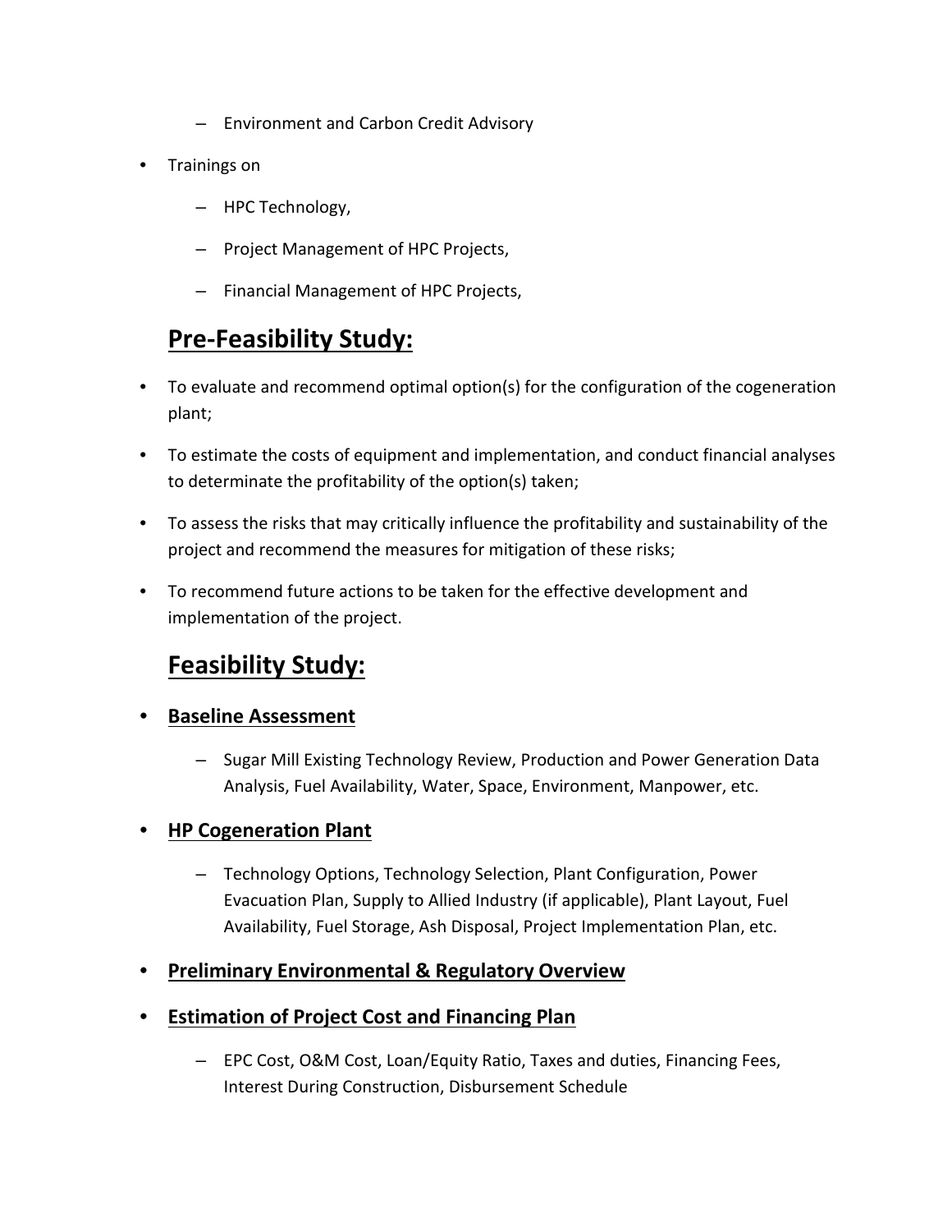- Environment and Carbon Credit Advisory
- Trainings on
  - HPC Technology,
  - Project Management of HPC Projects,
  - Financial Management of HPC Projects,

## <u>**Pre-Feasibility Study:**</u>

- To evaluate and recommend optimal option(s) for the configuration of the cogeneration plant;
- To estimate the costs of equipment and implementation, and conduct financial analyses to determinate the profitability of the option(s) taken;
- To assess the risks that may critically influence the profitability and sustainability of the project and recommend the measures for mitigation of these risks;
- To recommend future actions to be taken for the effective development and implementation of the project.

## <u>**Feasibility Study:**</u>

- <u>**Baseline Assessment**</u>
  - Sugar Mill Existing Technology Review, Production and Power Generation Data Analysis, Fuel Availability, Water, Space, Environment, Manpower, etc.
- <u>**HP Cogeneration Plant**</u>
  - Technology Options, Technology Selection, Plant Configuration, Power Evacuation Plan, Supply to Allied Industry (if applicable), Plant Layout, Fuel Availability, Fuel Storage, Ash Disposal, Project Implementation Plan, etc.
- <u>**Preliminary Environmental & Regulatory Overview**</u>
- <u>**Estimation of Project Cost and Financing Plan**</u>
  - EPC Cost, O&M Cost, Loan/Equity Ratio, Taxes and duties, Financing Fees, Interest During Construction, Disbursement Schedule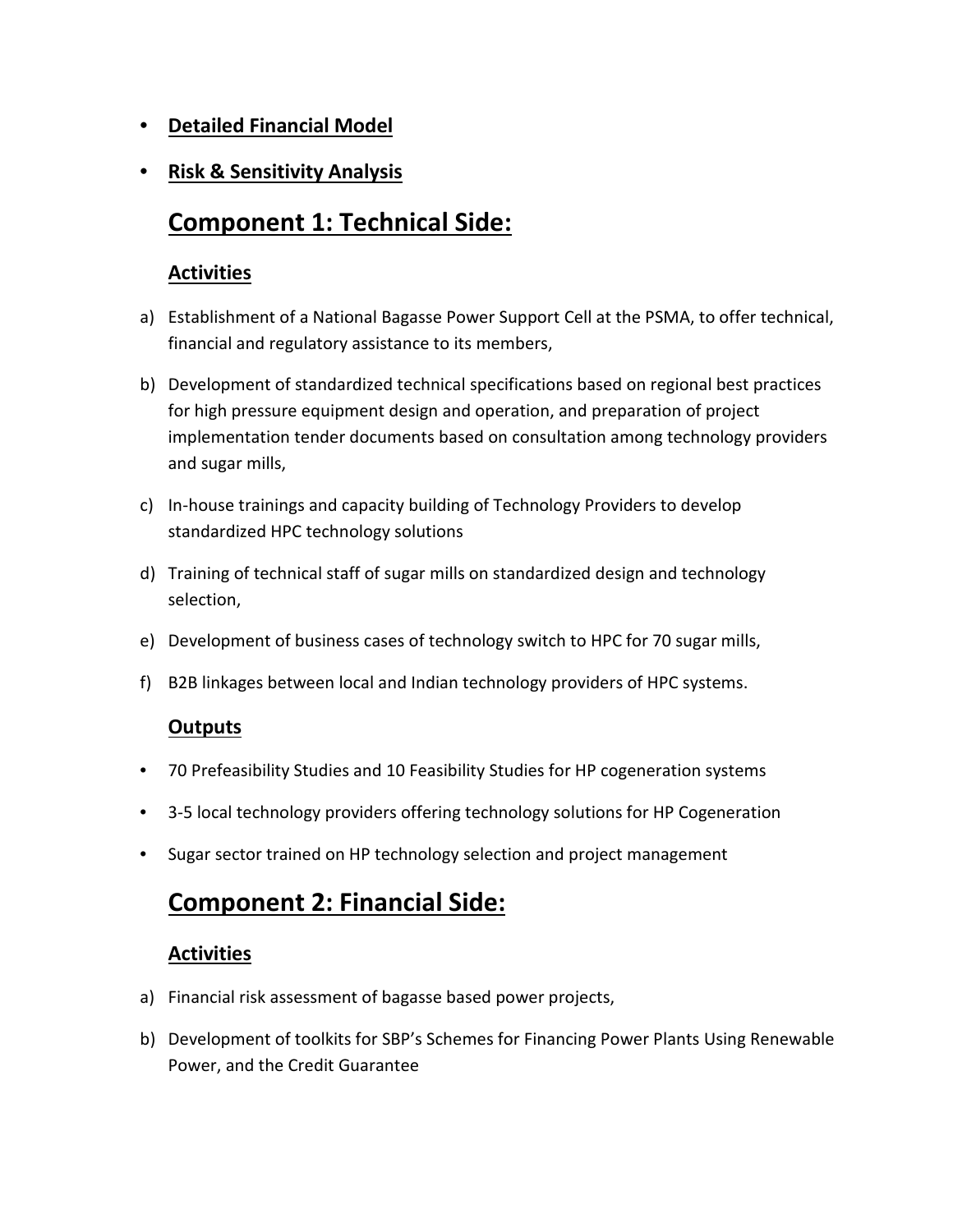- **Detailed Financial Model**
- **Risk & Sensitivity Analysis**

## Component 1: Technical Side:

### Activities

a) Establishment of a National Bagasse Power Support Cell at the PSMA, to offer technical, financial and regulatory assistance to its members,

b) Development of standardized technical specifications based on regional best practices for high pressure equipment design and operation, and preparation of project implementation tender documents based on consultation among technology providers and sugar mills,

c) In-house trainings and capacity building of Technology Providers to develop standardized HPC technology solutions

d) Training of technical staff of sugar mills on standardized design and technology selection,

e) Development of business cases of technology switch to HPC for 70 sugar mills,

f) B2B linkages between local and Indian technology providers of HPC systems.

### Outputs

- 70 Prefeasibility Studies and 10 Feasibility Studies for HP cogeneration systems
- 3-5 local technology providers offering technology solutions for HP Cogeneration
- Sugar sector trained on HP technology selection and project management

## Component 2: Financial Side:

### Activities

a) Financial risk assessment of bagasse based power projects,

b) Development of toolkits for SBP's Schemes for Financing Power Plants Using Renewable Power, and the Credit Guarantee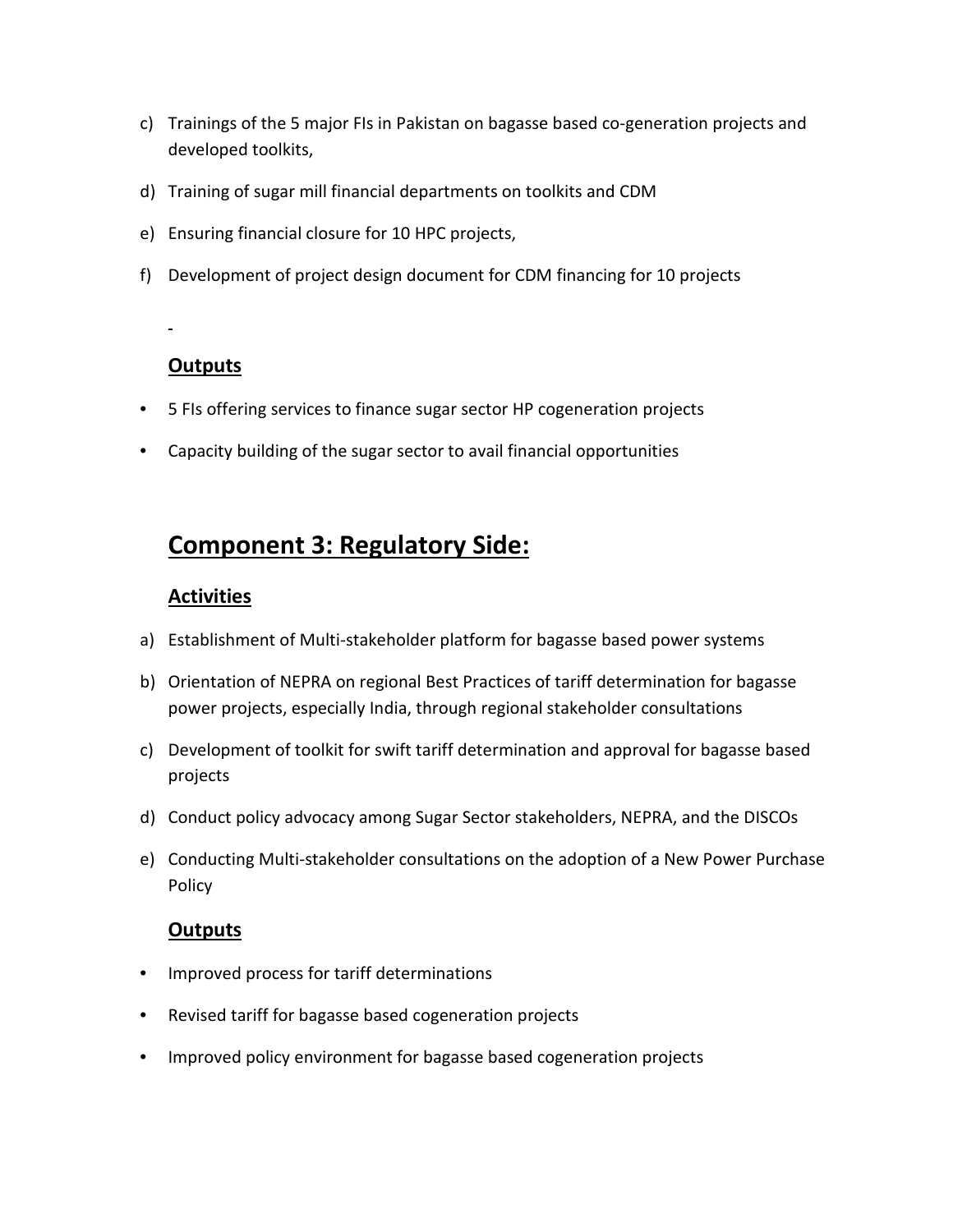c) Trainings of the 5 major FIs in Pakistan on bagasse based co-generation projects and developed toolkits,

d) Training of sugar mill financial departments on toolkits and CDM

e) Ensuring financial closure for 10 HPC projects,

f) Development of project design document for CDM financing for 10 projects

-

**Outputs**

- 5 FIs offering services to finance sugar sector HP cogeneration projects
- Capacity building of the sugar sector to avail financial opportunities

## Component 3: Regulatory Side:

**Activities**

a) Establishment of Multi-stakeholder platform for bagasse based power systems

b) Orientation of NEPRA on regional Best Practices of tariff determination for bagasse power projects, especially India, through regional stakeholder consultations

c) Development of toolkit for swift tariff determination and approval for bagasse based projects

d) Conduct policy advocacy among Sugar Sector stakeholders, NEPRA, and the DISCOs

e) Conducting Multi-stakeholder consultations on the adoption of a New Power Purchase Policy

**Outputs**

- Improved process for tariff determinations
- Revised tariff for bagasse based cogeneration projects
- Improved policy environment for bagasse based cogeneration projects